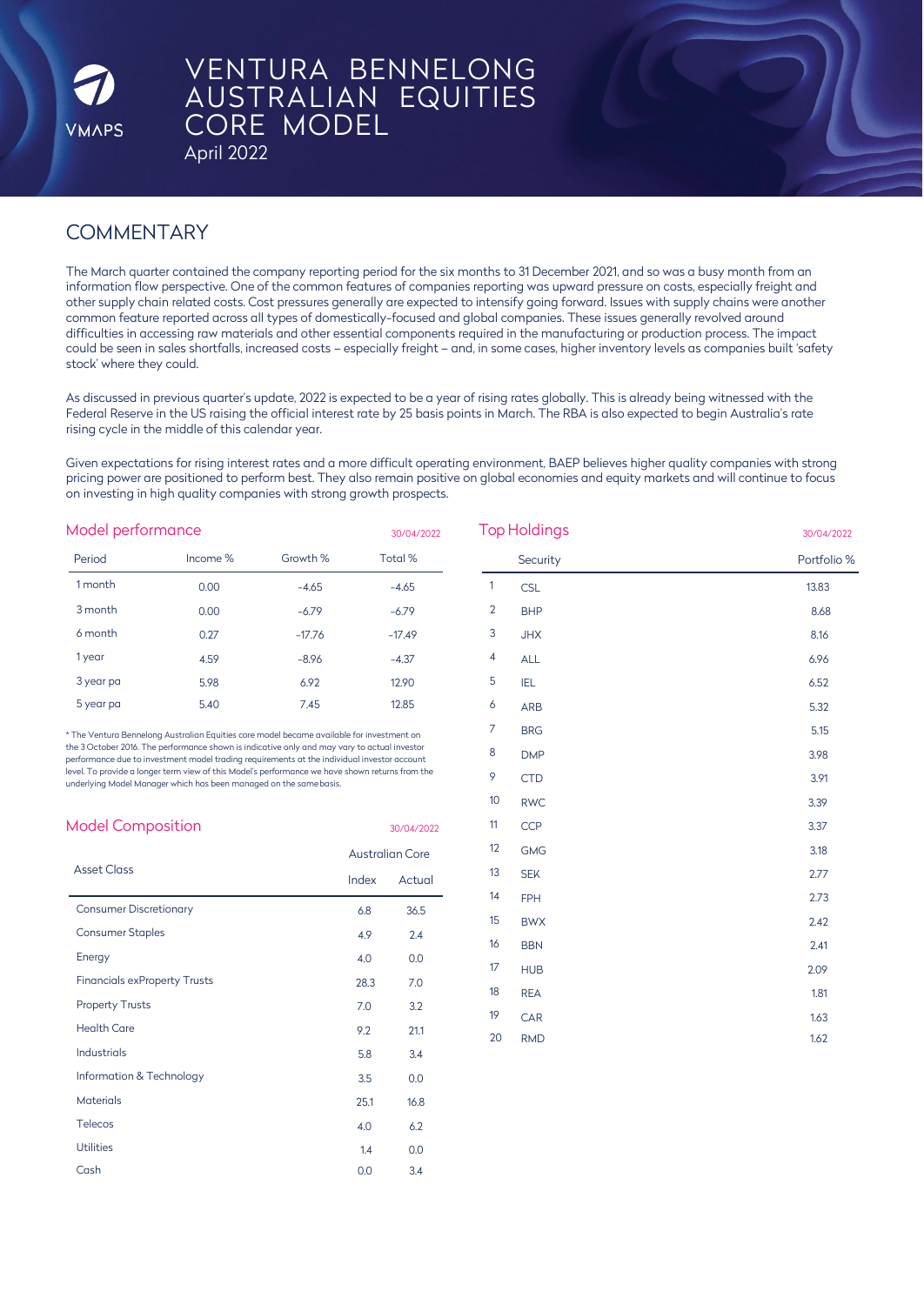VMAPS

# VENTURA BENNELONG AUSTRALIAN EQUITIES CORE MODEL

April 2022

## COMMENTARY

The March quarter contained the company reporting period for the six months to 31 December 2021, and so was a busy month from an information flow perspective. One of the common features of companies reporting was upward pressure on costs, especially freight and other supply chain related costs. Cost pressures generally are expected to intensify going forward. Issues with supply chains were another common feature reported across all types of domestically-focused and global companies. These issues generally revolved around difficulties in accessing raw materials and other essential components required in the manufacturing or production process. The impact could be seen in sales shortfalls, increased costs – especially freight – and, in some cases, higher inventory levels as companies built 'safety stock' where they could.

As discussed in previous quarter's update, 2022 is expected to be a year of rising rates globally. This is already being witnessed with the Federal Reserve in the US raising the official interest rate by 25 basis points in March. The RBA is also expected to begin Australia's rate rising cycle in the middle of this calendar year.

Given expectations for rising interest rates and a more difficult operating environment, BAEP believes higher quality companies with strong pricing power are positioned to perform best. They also remain positive on global economies and equity markets and will continue to focus on investing in high quality companies with strong growth prospects.

### Model performance

30/04/2022

| Period | Income % | Growth % | Total % |
|---|---|---|---|
| 1 month | 0.00 | -4.65 | -4.65 |
| 3 month | 0.00 | -6.79 | -6.79 |
| 6 month | 0.27 | -17.76 | -17.49 |
| 1 year | 4.59 | -8.96 | -4.37 |
| 3 year pa | 5.98 | 6.92 | 12.90 |
| 5 year pa | 5.40 | 7.45 | 12.85 |

* The Ventura Bennelong Australian Equities core model became available for investment on the 3 October 2016. The performance shown is indicative only and may vary to actual investor performance due to investment model trading requirements at the individual investor account level. To provide a longer term view of this Model's performance we have shown returns from the underlying Model Manager which has been managed on the same basis.

### Model Composition

30/04/2022

| Asset Class | Australian Core | |
|---|---|---|
| | Index | Actual |
| Consumer Discretionary | 6.8 | 36.5 |
| Consumer Staples | 4.9 | 2.4 |
| Energy | 4.0 | 0.0 |
| Financials exProperty Trusts | 28.3 | 7.0 |
| Property Trusts | 7.0 | 3.2 |
| Health Care | 9.2 | 21.1 |
| Industrials | 5.8 | 3.4 |
| Information & Technology | 3.5 | 0.0 |
| Materials | 25.1 | 16.8 |
| Telecos | 4.0 | 6.2 |
| Utilities | 1.4 | 0.0 |
| Cash | 0.0 | 3.4 |

### Top Holdings

30/04/2022

| | Security | Portfolio % |
|---|---|---|
| 1 | CSL | 13.83 |
| 2 | BHP | 8.68 |
| 3 | JHX | 8.16 |
| 4 | ALL | 6.96 |
| 5 | IEL | 6.52 |
| 6 | ARB | 5.32 |
| 7 | BRG | 5.15 |
| 8 | DMP | 3.98 |
| 9 | CTD | 3.91 |
| 10 | RWC | 3.39 |
| 11 | CCP | 3.37 |
| 12 | GMG | 3.18 |
| 13 | SEK | 2.77 |
| 14 | FPH | 2.73 |
| 15 | BWX | 2.42 |
| 16 | BBN | 2.41 |
| 17 | HUB | 2.09 |
| 18 | REA | 1.81 |
| 19 | CAR | 1.63 |
| 20 | RMD | 1.62 |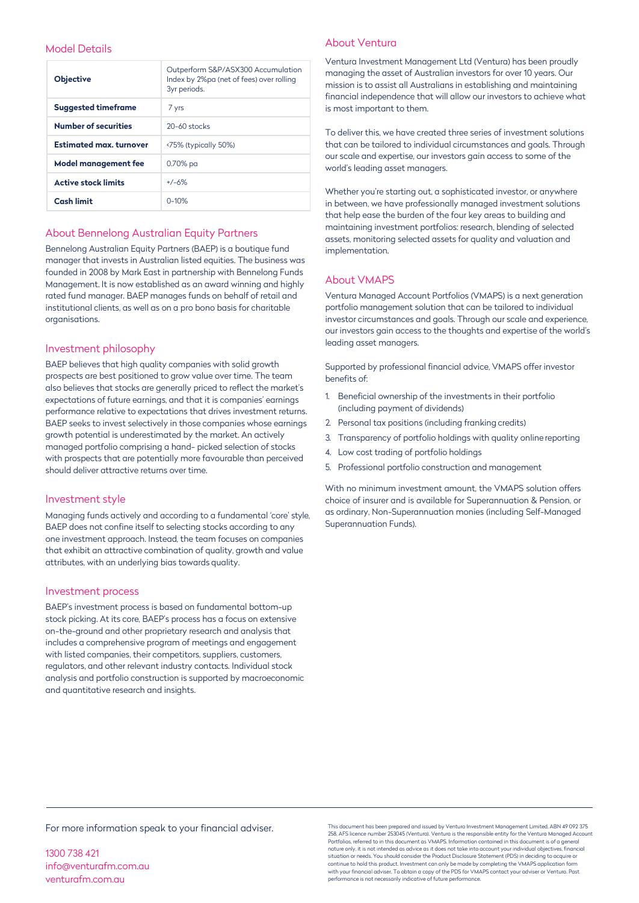## Model Details

| | |
|---|---|
| **Objective** | Outperform S&P/ASX300 Accumulation Index by 2%pa (net of fees) over rolling 3yr periods. |
| **Suggested timeframe** | 7 yrs |
| **Number of securities** | 20-60 stocks |
| **Estimated max. turnover** | <75% (typically 50%) |
| **Model management fee** | 0.70% pa |
| **Active stock limits** | +/-6% |
| **Cash limit** | 0-10% |

## About Bennelong Australian Equity Partners

Bennelong Australian Equity Partners (BAEP) is a boutique fund manager that invests in Australian listed equities. The business was founded in 2008 by Mark East in partnership with Bennelong Funds Management. It is now established as an award winning and highly rated fund manager. BAEP manages funds on behalf of retail and institutional clients, as well as on a pro bono basis for charitable organisations.

## Investment philosophy

BAEP believes that high quality companies with solid growth prospects are best positioned to grow value over time. The team also believes that stocks are generally priced to reflect the market's expectations of future earnings, and that it is companies' earnings performance relative to expectations that drives investment returns. BAEP seeks to invest selectively in those companies whose earnings growth potential is underestimated by the market. An actively managed portfolio comprising a hand- picked selection of stocks with prospects that are potentially more favourable than perceived should deliver attractive returns over time.

## Investment style

Managing funds actively and according to a fundamental 'core' style, BAEP does not confine itself to selecting stocks according to any one investment approach. Instead, the team focuses on companies that exhibit an attractive combination of quality, growth and value attributes, with an underlying bias towards quality.

## Investment process

BAEP's investment process is based on fundamental bottom-up stock picking. At its core, BAEP's process has a focus on extensive on-the-ground and other proprietary research and analysis that includes a comprehensive program of meetings and engagement with listed companies, their competitors, suppliers, customers, regulators, and other relevant industry contacts. Individual stock analysis and portfolio construction is supported by macroeconomic and quantitative research and insights.

## About Ventura

Ventura Investment Management Ltd (Ventura) has been proudly managing the asset of Australian investors for over 10 years. Our mission is to assist all Australians in establishing and maintaining financial independence that will allow our investors to achieve what is most important to them.

To deliver this, we have created three series of investment solutions that can be tailored to individual circumstances and goals. Through our scale and expertise, our investors gain access to some of the world's leading asset managers.

Whether you're starting out, a sophisticated investor, or anywhere in between, we have professionally managed investment solutions that help ease the burden of the four key areas to building and maintaining investment portfolios: research, blending of selected assets, monitoring selected assets for quality and valuation and implementation.

## About VMAPS

Ventura Managed Account Portfolios (VMAPS) is a next generation portfolio management solution that can be tailored to individual investor circumstances and goals. Through our scale and experience, our investors gain access to the thoughts and expertise of the world's leading asset managers.

Supported by professional financial advice, VMAPS offer investor benefits of:

1. Beneficial ownership of the investments in their portfolio (including payment of dividends)
2. Personal tax positions (including franking credits)
3. Transparency of portfolio holdings with quality online reporting
4. Low cost trading of portfolio holdings
5. Professional portfolio construction and management

With no minimum investment amount, the VMAPS solution offers choice of insurer and is available for Superannuation & Pension, or as ordinary, Non-Superannuation monies (including Self-Managed Superannuation Funds).

For more information speak to your financial adviser.

1300 738 421
info@venturafm.com.au
venturafm.com.au

This document has been prepared and issued by Ventura Investment Management Limited, ABN 49 092 375 258, AFS licence number 253045 (Ventura). Ventura is the responsible entity for the Ventura Managed Account Portfolios, referred to in this document as VMAPS. Information contained in this document is of a general nature only, it is not intended as advice as it does not take into account your individual objectives, financial situation or needs. You should consider the Product Disclosure Statement (PDS) in deciding to acquire or continue to hold this product. Investment can only be made by completing the VMAPS application form with your financial adviser. To obtain a copy of the PDS for VMAPS contact your adviser or Ventura. Past performance is not necessarily indicative of future performance.